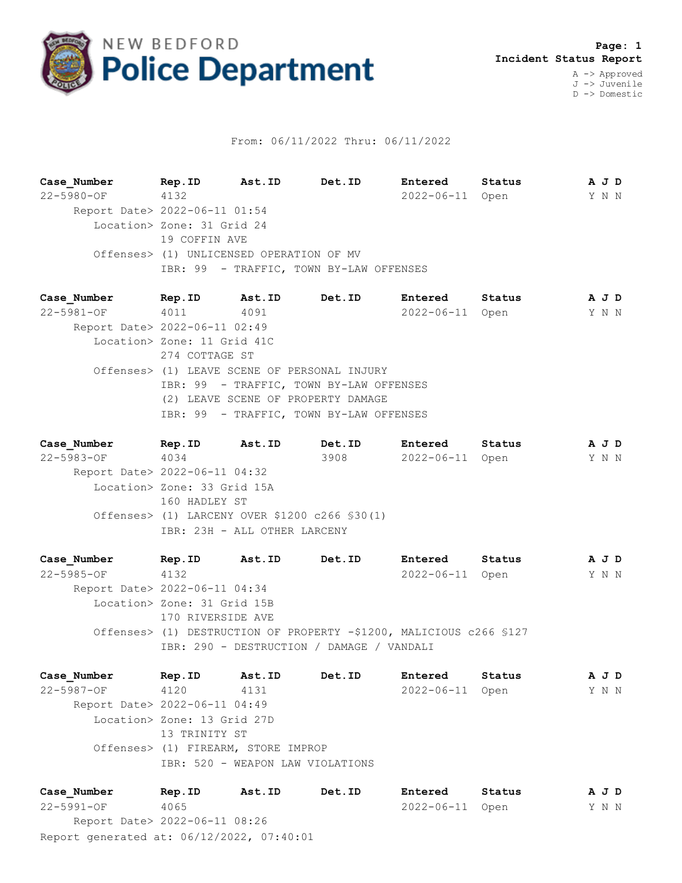# NEW BEDFORD Police Department

**Page: 1**
**Incident Status Report**

A -> Approved
J -> Juvenile
D -> Domestic

From: 06/11/2022 Thru: 06/11/2022

| Case_Number | Rep.ID | Ast.ID | Det.ID | Entered | Status | A J D |
|---|---|---|---|---|---|---|
| 22-5980-OF | 4132 | | | 2022-06-11 | Open | Y N N |

Report Date> 2022-06-11 01:54
Location> Zone: 31 Grid 24
19 COFFIN AVE
Offenses> (1) UNLICENSED OPERATION OF MV
IBR: 99 - TRAFFIC, TOWN BY-LAW OFFENSES

| Case_Number | Rep.ID | Ast.ID | Det.ID | Entered | Status | A J D |
|---|---|---|---|---|---|---|
| 22-5981-OF | 4011 | 4091 | | 2022-06-11 | Open | Y N N |

Report Date> 2022-06-11 02:49
Location> Zone: 11 Grid 41C
274 COTTAGE ST
Offenses> (1) LEAVE SCENE OF PERSONAL INJURY
IBR: 99 - TRAFFIC, TOWN BY-LAW OFFENSES
(2) LEAVE SCENE OF PROPERTY DAMAGE
IBR: 99 - TRAFFIC, TOWN BY-LAW OFFENSES

| Case_Number | Rep.ID | Ast.ID | Det.ID | Entered | Status | A J D |
|---|---|---|---|---|---|---|
| 22-5983-OF | 4034 | | 3908 | 2022-06-11 | Open | Y N N |

Report Date> 2022-06-11 04:32
Location> Zone: 33 Grid 15A
160 HADLEY ST
Offenses> (1) LARCENY OVER $1200 c266 §30(1)
IBR: 23H - ALL OTHER LARCENY

| Case_Number | Rep.ID | Ast.ID | Det.ID | Entered | Status | A J D |
|---|---|---|---|---|---|---|
| 22-5985-OF | 4132 | | | 2022-06-11 | Open | Y N N |

Report Date> 2022-06-11 04:34
Location> Zone: 31 Grid 15B
170 RIVERSIDE AVE
Offenses> (1) DESTRUCTION OF PROPERTY -$1200, MALICIOUS c266 §127
IBR: 290 - DESTRUCTION / DAMAGE / VANDALI

| Case_Number | Rep.ID | Ast.ID | Det.ID | Entered | Status | A J D |
|---|---|---|---|---|---|---|
| 22-5987-OF | 4120 | 4131 | | 2022-06-11 | Open | Y N N |

Report Date> 2022-06-11 04:49
Location> Zone: 13 Grid 27D
13 TRINITY ST
Offenses> (1) FIREARM, STORE IMPROP
IBR: 520 - WEAPON LAW VIOLATIONS

| Case_Number | Rep.ID | Ast.ID | Det.ID | Entered | Status | A J D |
|---|---|---|---|---|---|---|
| 22-5991-OF | 4065 | | | 2022-06-11 | Open | Y N N |

Report Date> 2022-06-11 08:26

Report generated at: 06/12/2022, 07:40:01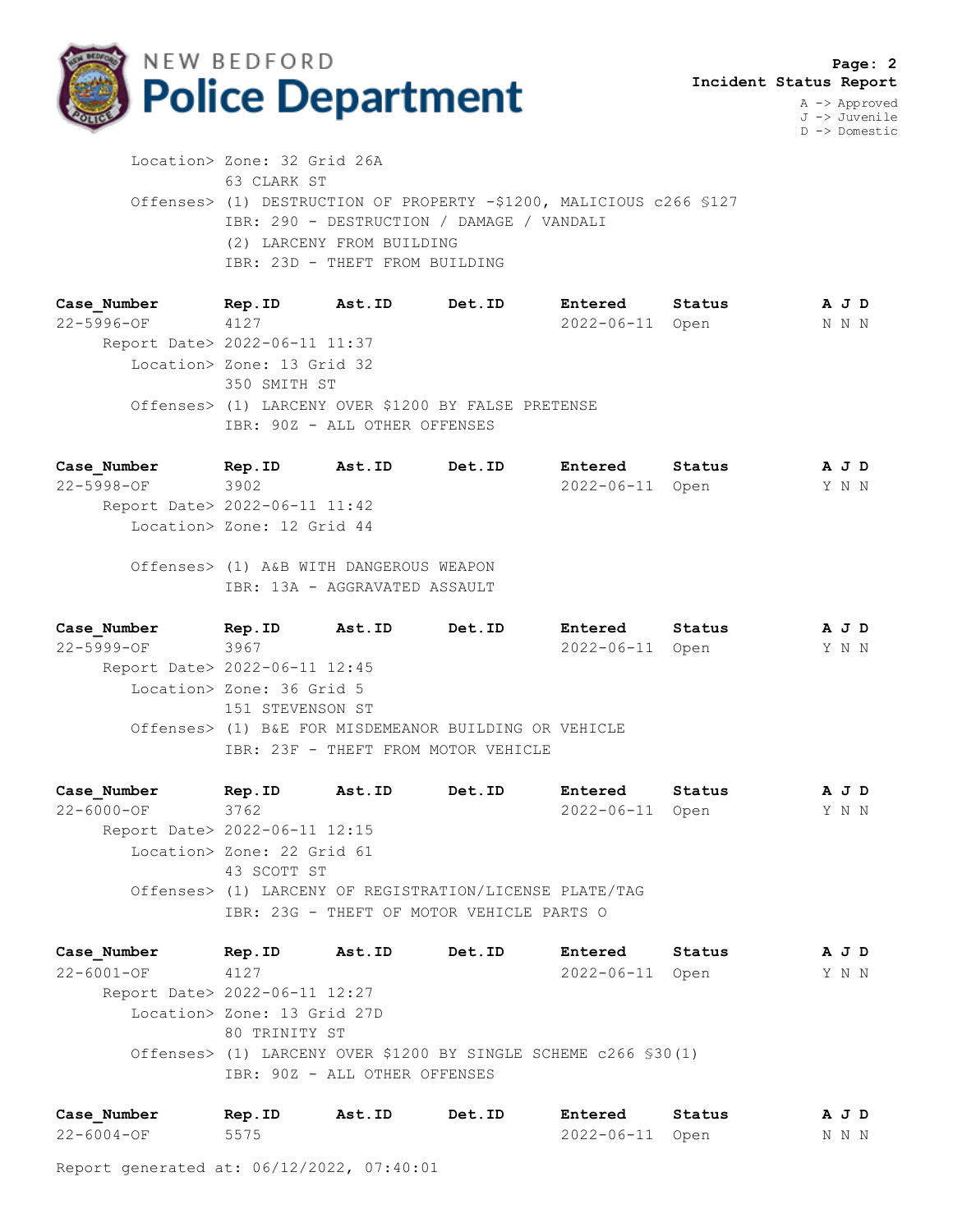Location> Zone: 32 Grid 26A
63 CLARK ST
Offenses> (1) DESTRUCTION OF PROPERTY -$1200, MALICIOUS c266 §127
IBR: 290 - DESTRUCTION / DAMAGE / VANDALI
(2) LARCENY FROM BUILDING
IBR: 23D - THEFT FROM BUILDING

| Case_Number | Rep.ID | Ast.ID | Det.ID | Entered | Status | A J D |
|---|---|---|---|---|---|---|
| 22-5996-OF | 4127 | | | 2022-06-11 | Open | N N N |

Report Date> 2022-06-11 11:37
Location> Zone: 13 Grid 32
350 SMITH ST
Offenses> (1) LARCENY OVER $1200 BY FALSE PRETENSE
IBR: 90Z - ALL OTHER OFFENSES

| Case_Number | Rep.ID | Ast.ID | Det.ID | Entered | Status | A J D |
|---|---|---|---|---|---|---|
| 22-5998-OF | 3902 | | | 2022-06-11 | Open | Y N N |

Report Date> 2022-06-11 11:42
Location> Zone: 12 Grid 44
Offenses> (1) A&B WITH DANGEROUS WEAPON
IBR: 13A - AGGRAVATED ASSAULT

| Case_Number | Rep.ID | Ast.ID | Det.ID | Entered | Status | A J D |
|---|---|---|---|---|---|---|
| 22-5999-OF | 3967 | | | 2022-06-11 | Open | Y N N |

Report Date> 2022-06-11 12:45
Location> Zone: 36 Grid 5
151 STEVENSON ST
Offenses> (1) B&E FOR MISDEMEANOR BUILDING OR VEHICLE
IBR: 23F - THEFT FROM MOTOR VEHICLE

| Case_Number | Rep.ID | Ast.ID | Det.ID | Entered | Status | A J D |
|---|---|---|---|---|---|---|
| 22-6000-OF | 3762 | | | 2022-06-11 | Open | Y N N |

Report Date> 2022-06-11 12:15
Location> Zone: 22 Grid 61
43 SCOTT ST
Offenses> (1) LARCENY OF REGISTRATION/LICENSE PLATE/TAG
IBR: 23G - THEFT OF MOTOR VEHICLE PARTS O

| Case_Number | Rep.ID | Ast.ID | Det.ID | Entered | Status | A J D |
|---|---|---|---|---|---|---|
| 22-6001-OF | 4127 | | | 2022-06-11 | Open | Y N N |

Report Date> 2022-06-11 12:27
Location> Zone: 13 Grid 27D
80 TRINITY ST
Offenses> (1) LARCENY OVER $1200 BY SINGLE SCHEME c266 §30(1)
IBR: 90Z - ALL OTHER OFFENSES

| Case_Number | Rep.ID | Ast.ID | Det.ID | Entered | Status | A J D |
|---|---|---|---|---|---|---|
| 22-6004-OF | 5575 | | | 2022-06-11 | Open | N N N |

Report generated at: 06/12/2022, 07:40:01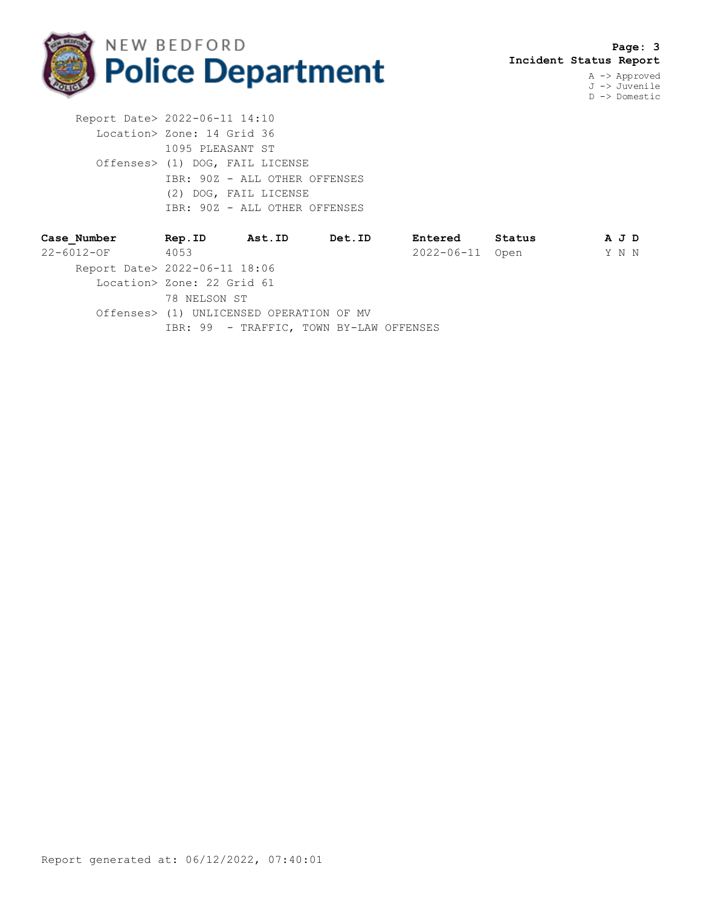NEW BEDFORD
**Police Department**

**Incident Status Report**

A -> Approved
J -> Juvenile
D -> Domestic

Report Date> 2022-06-11 14:10
Location> Zone: 14 Grid 36
1095 PLEASANT ST
Offenses> (1) DOG, FAIL LICENSE
IBR: 90Z - ALL OTHER OFFENSES
(2) DOG, FAIL LICENSE
IBR: 90Z - ALL OTHER OFFENSES

| Case_Number | Rep.ID | Ast.ID | Det.ID | Entered | Status | A | J | D |
|---|---|---|---|---|---|---|---|---|
| 22-6012-OF | 4053 | | | 2022-06-11 | Open | Y | N | N |

Report Date> 2022-06-11 18:06
Location> Zone: 22 Grid 61
78 NELSON ST
Offenses> (1) UNLICENSED OPERATION OF MV
IBR: 99 - TRAFFIC, TOWN BY-LAW OFFENSES

Report generated at: 06/12/2022, 07:40:01